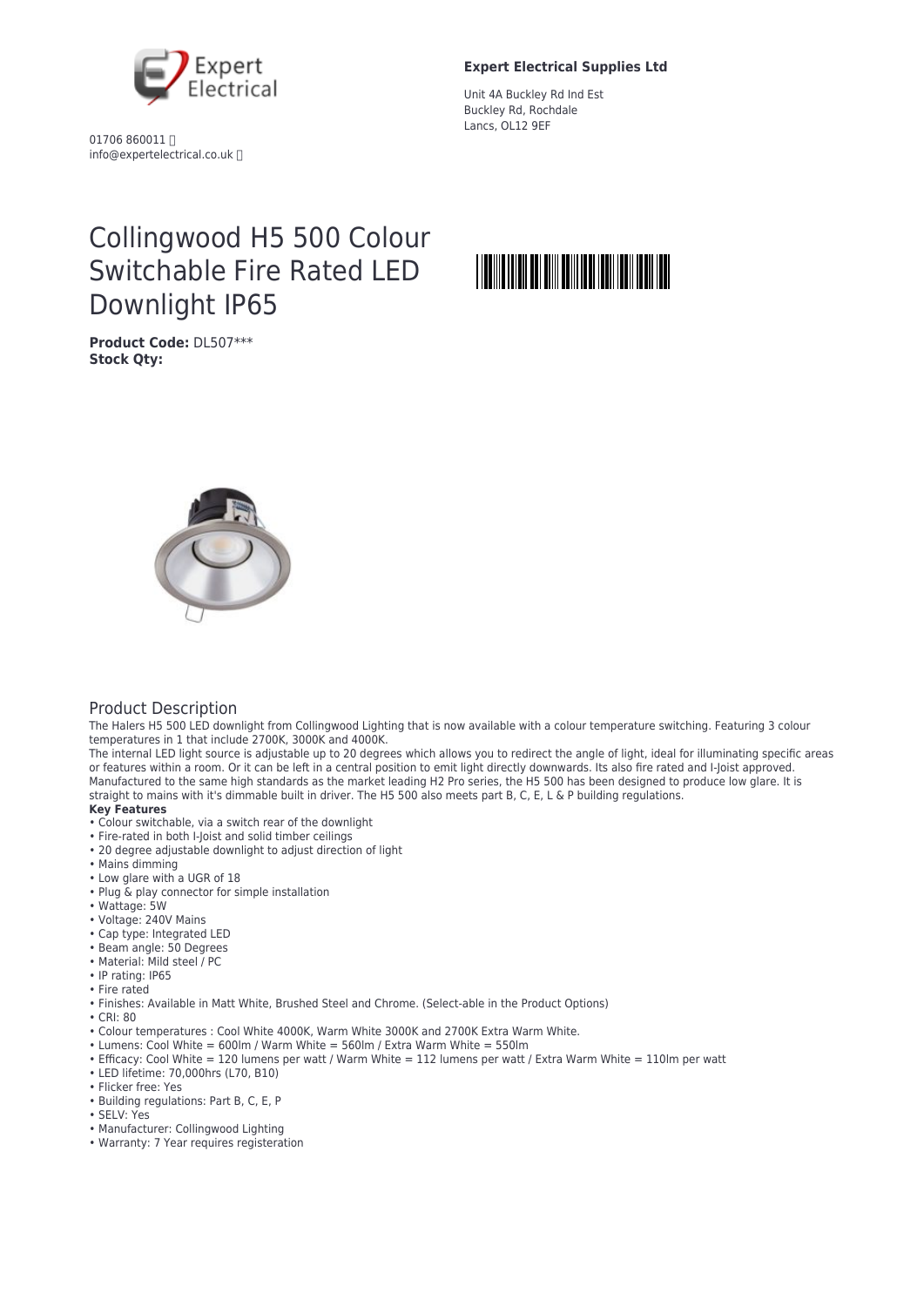**Expert Electrical Supplies Ltd**

Unit 4A Buckley Rd Ind Est
Buckley Rd, Rochdale
Lancs, OL12 9EF

01706 860011
info@expertelectrical.co.uk

# Collingwood H5 500 Colour Switchable Fire Rated LED Downlight IP65

**Product Code:** DL507***
**Stock Qty:**

## Product Description

The Halers H5 500 LED downlight from Collingwood Lighting that is now available with a colour temperature switching. Featuring 3 colour temperatures in 1 that include 2700K, 3000K and 4000K.
The internal LED light source is adjustable up to 20 degrees which allows you to redirect the angle of light, ideal for illuminating specific areas or features within a room. Or it can be left in a central position to emit light directly downwards. Its also fire rated and I-Joist approved. Manufactured to the same high standards as the market leading H2 Pro series, the H5 500 has been designed to produce low glare. It is straight to mains with it's dimmable built in driver. The H5 500 also meets part B, C, E, L & P building regulations.

**Key Features**

- Colour switchable, via a switch rear of the downlight
- Fire-rated in both I-Joist and solid timber ceilings
- 20 degree adjustable downlight to adjust direction of light
- Mains dimming
- Low glare with a UGR of 18
- Plug & play connector for simple installation
- Wattage: 5W
- Voltage: 240V Mains
- Cap type: Integrated LED
- Beam angle: 50 Degrees
- Material: Mild steel / PC
- IP rating: IP65
- Fire rated
- Finishes: Available in Matt White, Brushed Steel and Chrome. (Select-able in the Product Options)
- CRI: 80
- Colour temperatures : Cool White 4000K, Warm White 3000K and 2700K Extra Warm White.
- Lumens: Cool White = 600lm / Warm White = 560lm / Extra Warm White = 550lm
- Efficacy: Cool White = 120 lumens per watt / Warm White = 112 lumens per watt / Extra Warm White = 110lm per watt
- LED lifetime: 70,000hrs (L70, B10)
- Flicker free: Yes
- Building regulations: Part B, C, E, P
- SELV: Yes
- Manufacturer: Collingwood Lighting
- Warranty: 7 Year requires registeration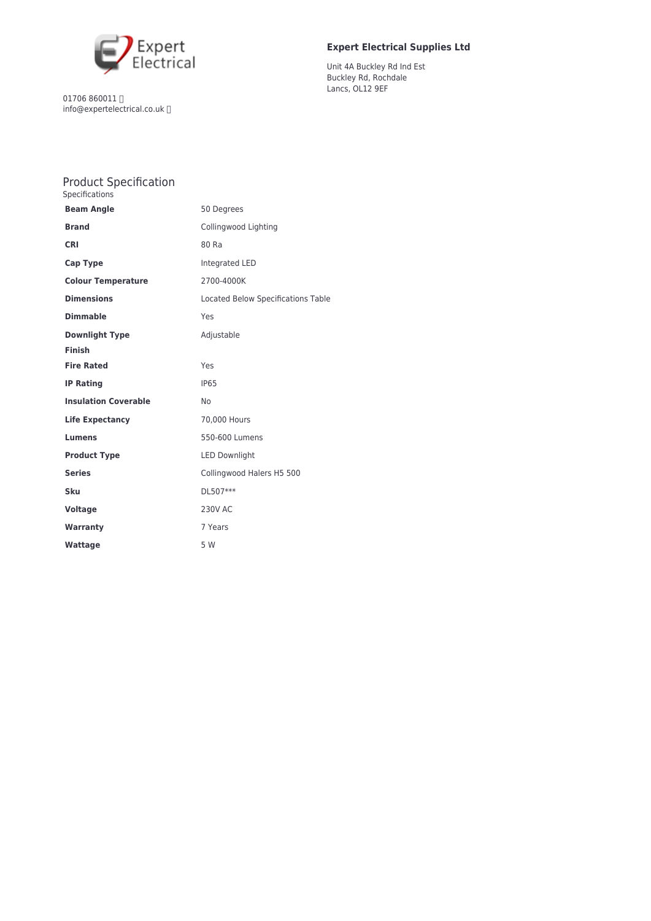**Expert Electrical Supplies Ltd**

Unit 4A Buckley Rd Ind Est
Buckley Rd, Rochdale
Lancs, OL12 9EF

01706 860011
info@expertelectrical.co.uk

## Product Specification

Specifications

| | |
|---|---|
| **Beam Angle** | 50 Degrees |
| **Brand** | Collingwood Lighting |
| **CRI** | 80 Ra |
| **Cap Type** | Integrated LED |
| **Colour Temperature** | 2700-4000K |
| **Dimensions** | Located Below Specifications Table |
| **Dimmable** | Yes |
| **Downlight Type** | Adjustable |
| **Finish** | |
| **Fire Rated** | Yes |
| **IP Rating** | IP65 |
| **Insulation Coverable** | No |
| **Life Expectancy** | 70,000 Hours |
| **Lumens** | 550-600 Lumens |
| **Product Type** | LED Downlight |
| **Series** | Collingwood Halers H5 500 |
| **Sku** | DL507*** |
| **Voltage** | 230V AC |
| **Warranty** | 7 Years |
| **Wattage** | 5 W |